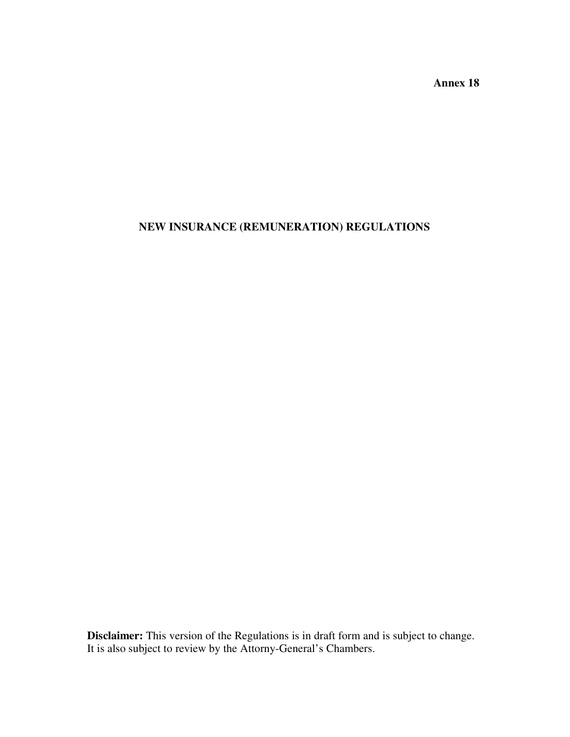**Annex 18**

# NEW INSURANCE (REMUNERATION) REGULATIONS

**Disclaimer:** This version of the Regulations is in draft form and is subject to change. It is also subject to review by the Attorny-General's Chambers.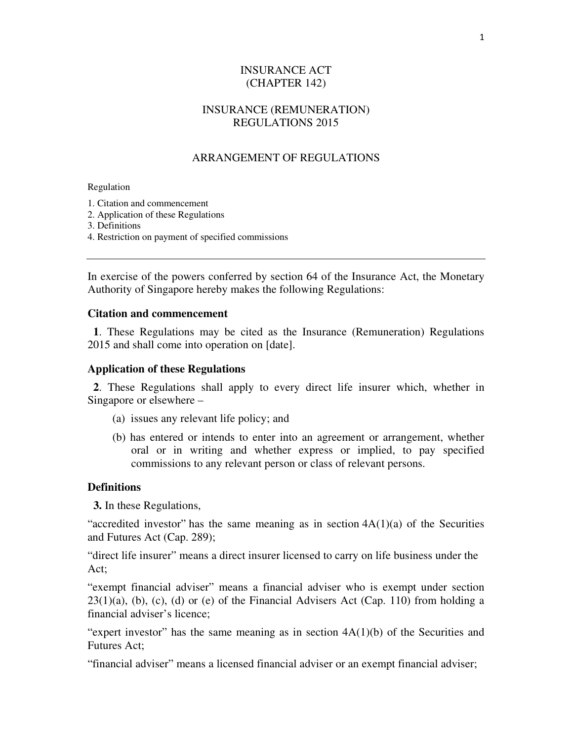# INSURANCE ACT
# (CHAPTER 142)

## INSURANCE (REMUNERATION) REGULATIONS 2015

### ARRANGEMENT OF REGULATIONS

Regulation

1. Citation and commencement
2. Application of these Regulations
3. Definitions
4. Restriction on payment of specified commissions

---

In exercise of the powers conferred by section 64 of the Insurance Act, the Monetary Authority of Singapore hereby makes the following Regulations:

**Citation and commencement**

**1**. These Regulations may be cited as the Insurance (Remuneration) Regulations 2015 and shall come into operation on [date].

**Application of these Regulations**

**2**. These Regulations shall apply to every direct life insurer which, whether in Singapore or elsewhere –

(a) issues any relevant life policy; and

(b) has entered or intends to enter into an agreement or arrangement, whether oral or in writing and whether express or implied, to pay specified commissions to any relevant person or class of relevant persons.

**Definitions**

**3.** In these Regulations,

"accredited investor" has the same meaning as in section 4A(1)(a) of the Securities and Futures Act (Cap. 289);

"direct life insurer" means a direct insurer licensed to carry on life business under the Act;

"exempt financial adviser" means a financial adviser who is exempt under section 23(1)(a), (b), (c), (d) or (e) of the Financial Advisers Act (Cap. 110) from holding a financial adviser's licence;

"expert investor" has the same meaning as in section 4A(1)(b) of the Securities and Futures Act;

"financial adviser" means a licensed financial adviser or an exempt financial adviser;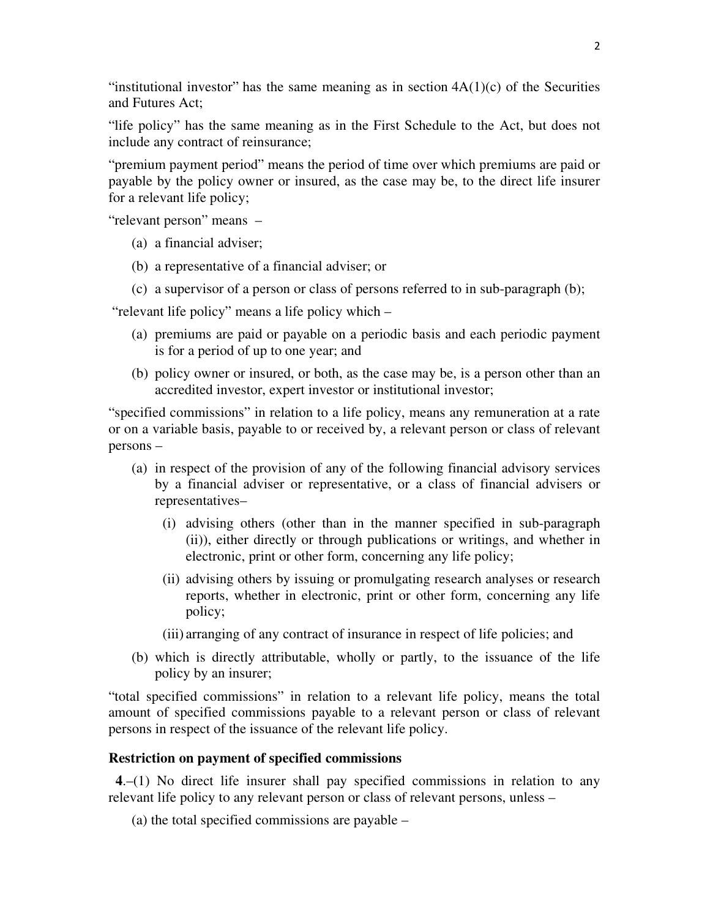"institutional investor" has the same meaning as in section 4A(1)(c) of the Securities and Futures Act;

"life policy" has the same meaning as in the First Schedule to the Act, but does not include any contract of reinsurance;

"premium payment period" means the period of time over which premiums are paid or payable by the policy owner or insured, as the case may be, to the direct life insurer for a relevant life policy;

"relevant person" means –

(a) a financial adviser;

(b) a representative of a financial adviser; or

(c) a supervisor of a person or class of persons referred to in sub-paragraph (b);

"relevant life policy" means a life policy which –

(a) premiums are paid or payable on a periodic basis and each periodic payment is for a period of up to one year; and

(b) policy owner or insured, or both, as the case may be, is a person other than an accredited investor, expert investor or institutional investor;

"specified commissions" in relation to a life policy, means any remuneration at a rate or on a variable basis, payable to or received by, a relevant person or class of relevant persons –

(a) in respect of the provision of any of the following financial advisory services by a financial adviser or representative, or a class of financial advisers or representatives–

(i) advising others (other than in the manner specified in sub-paragraph (ii)), either directly or through publications or writings, and whether in electronic, print or other form, concerning any life policy;

(ii) advising others by issuing or promulgating research analyses or research reports, whether in electronic, print or other form, concerning any life policy;

(iii) arranging of any contract of insurance in respect of life policies; and

(b) which is directly attributable, wholly or partly, to the issuance of the life policy by an insurer;

"total specified commissions" in relation to a relevant life policy, means the total amount of specified commissions payable to a relevant person or class of relevant persons in respect of the issuance of the relevant life policy.

**Restriction on payment of specified commissions**

**4**.–(1) No direct life insurer shall pay specified commissions in relation to any relevant life policy to any relevant person or class of relevant persons, unless –

(a) the total specified commissions are payable –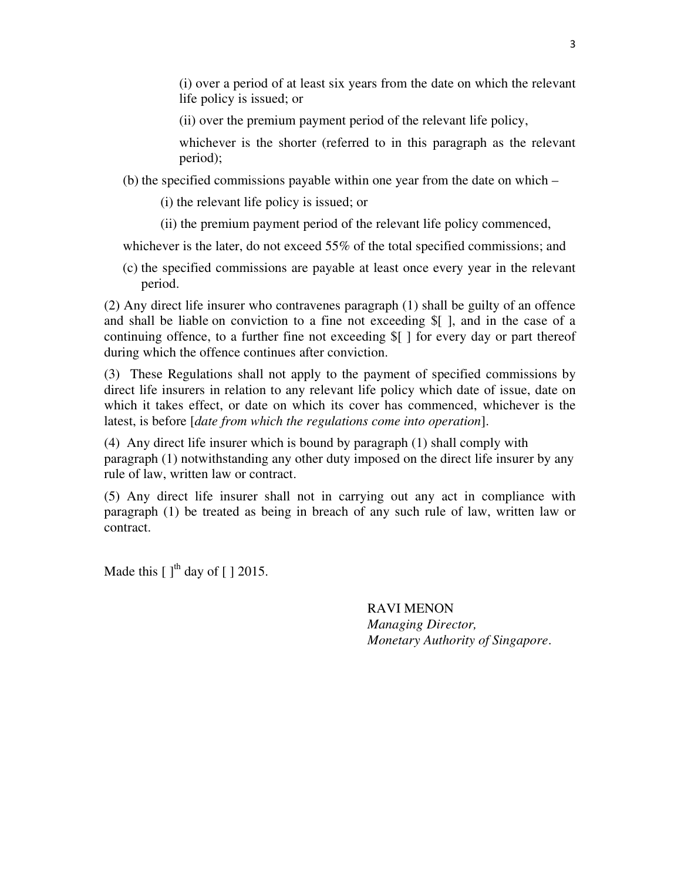(i) over a period of at least six years from the date on which the relevant life policy is issued; or

(ii) over the premium payment period of the relevant life policy,

whichever is the shorter (referred to in this paragraph as the relevant period);

(b) the specified commissions payable within one year from the date on which –

(i) the relevant life policy is issued; or

(ii) the premium payment period of the relevant life policy commenced,

whichever is the later, do not exceed 55% of the total specified commissions; and

(c) the specified commissions are payable at least once every year in the relevant period.

(2) Any direct life insurer who contravenes paragraph (1) shall be guilty of an offence and shall be liable on conviction to a fine not exceeding $[ ], and in the case of a continuing offence, to a further fine not exceeding $[ ] for every day or part thereof during which the offence continues after conviction.

(3) These Regulations shall not apply to the payment of specified commissions by direct life insurers in relation to any relevant life policy which date of issue, date on which it takes effect, or date on which its cover has commenced, whichever is the latest, is before [*date from which the regulations come into operation*].

(4) Any direct life insurer which is bound by paragraph (1) shall comply with paragraph (1) notwithstanding any other duty imposed on the direct life insurer by any rule of law, written law or contract.

(5) Any direct life insurer shall not in carrying out any act in compliance with paragraph (1) be treated as being in breach of any such rule of law, written law or contract.

Made this [ ]th day of [ ] 2015.

RAVI MENON
*Managing Director,*
*Monetary Authority of Singapore.*